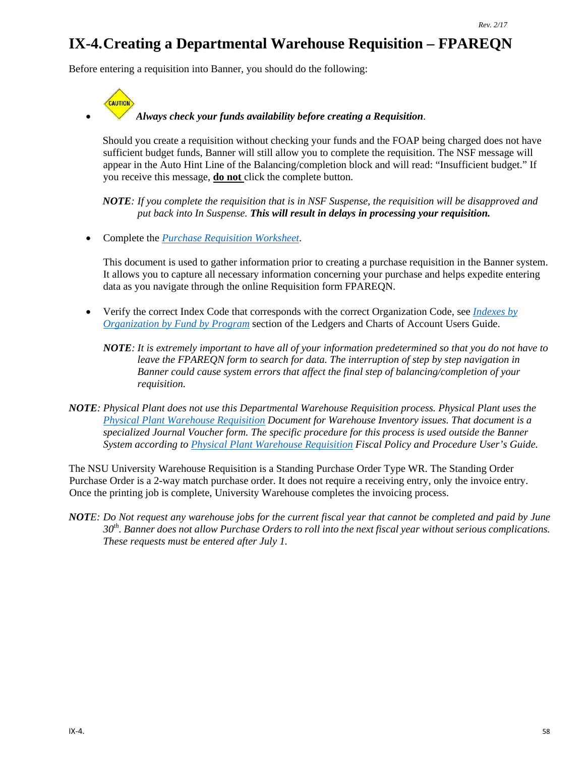# IX-4. Creating a Departmental Warehouse Requisition – FPAREQN

Before entering a requisition into Banner, you should do the following:

- ***Always check your funds availability before creating a Requisition***.

  Should you create a requisition without checking your funds and the FOAP being charged does not have sufficient budget funds, Banner will still allow you to complete the requisition. The NSF message will appear in the Auto Hint Line of the Balancing/completion block and will read: "Insufficient budget." If you receive this message, **do not** click the complete button.

  ***NOTE****: If you complete the requisition that is in NSF Suspense, the requisition will be disapproved and put back into In Suspense.* ***This will result in delays in processing your requisition.***

- Complete the *Purchase Requisition Worksheet*.

  This document is used to gather information prior to creating a purchase requisition in the Banner system. It allows you to capture all necessary information concerning your purchase and helps expedite entering data as you navigate through the online Requisition form FPAREQN.

- Verify the correct Index Code that corresponds with the correct Organization Code, see *Indexes by Organization by Fund by Program* section of the Ledgers and Charts of Account Users Guide.

  ***NOTE****: It is extremely important to have all of your information predetermined so that you do not have to leave the FPAREQN form to search for data. The interruption of step by step navigation in Banner could cause system errors that affect the final step of balancing/completion of your requisition.*

***NOTE****: Physical Plant does not use this Departmental Warehouse Requisition process. Physical Plant uses the Physical Plant Warehouse Requisition Document for Warehouse Inventory issues. That document is a specialized Journal Voucher form. The specific procedure for this process is used outside the Banner System according to Physical Plant Warehouse Requisition Fiscal Policy and Procedure User's Guide.*

The NSU University Warehouse Requisition is a Standing Purchase Order Type WR. The Standing Order Purchase Order is a 2-way match purchase order. It does not require a receiving entry, only the invoice entry. Once the printing job is complete, University Warehouse completes the invoicing process.

***NOTE****: Do Not request any warehouse jobs for the current fiscal year that cannot be completed and paid by June 30th. Banner does not allow Purchase Orders to roll into the next fiscal year without serious complications. These requests must be entered after July 1.*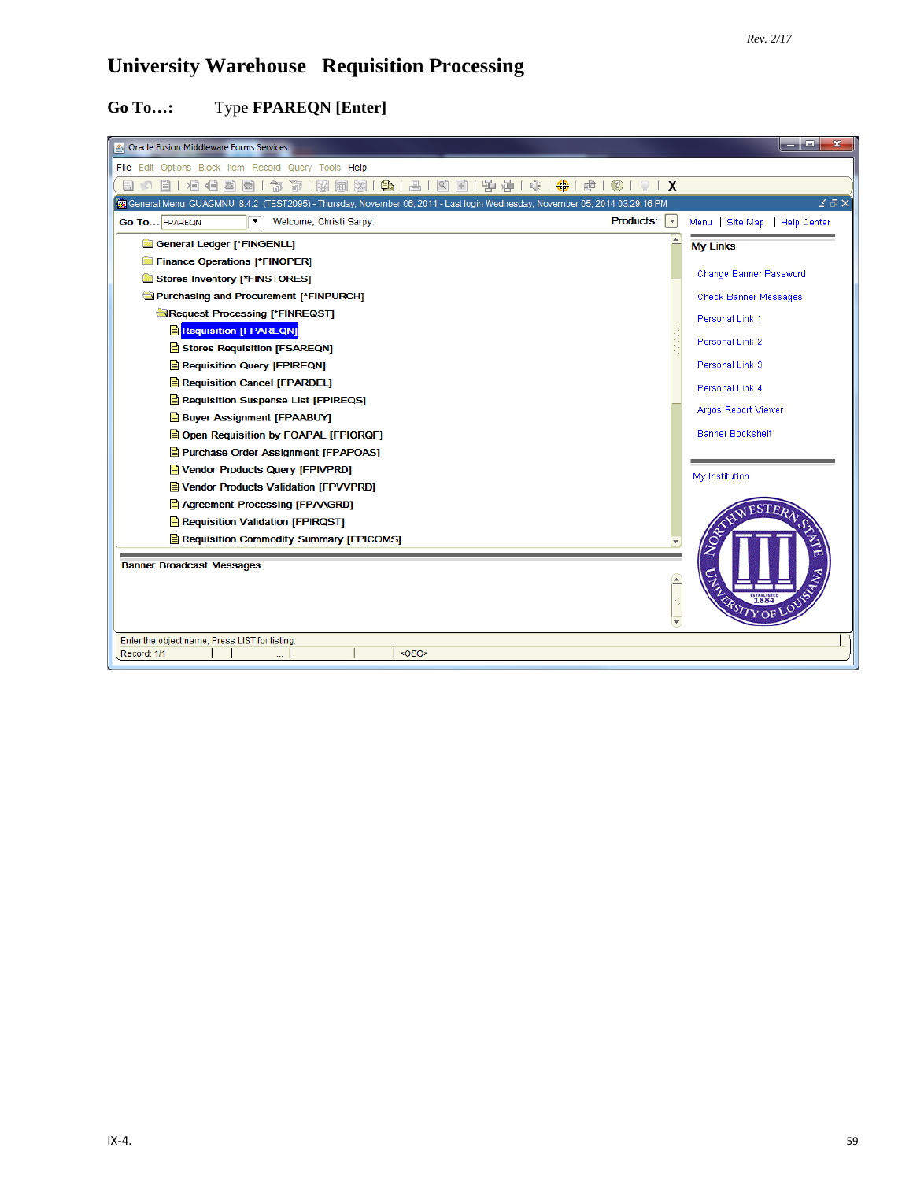# University Warehouse Requisition Processing

**Go To…:** Type **FPAREQN [Enter]**

Oracle Fusion Middleware Forms Services

File Edit Options Block Item Record Query Tools Help

General Menu GUAGMNU 8.4.2 (TEST2095) - Thursday, November 06, 2014 - Last login Wednesday, November 05, 2014 03:29:16 PM

Go To... FPAREQN Welcome, Christi Sarpy. Products:

- General Ledger [*FINGENLL]
- Finance Operations [*FINOPER]
- Stores Inventory [*FINSTORES]
- Purchasing and Procurement [*FINPURCH]
  - Request Processing [*FINREQST]
    - Requisition [FPAREQN]
    - Stores Requisition [FSAREQN]
    - Requisition Query [FPIREQN]
    - Requisition Cancel [FPARDEL]
    - Requisition Suspense List [FPIREQS]
    - Buyer Assignment [FPAABUY]
    - Open Requisition by FOAPAL [FPIORQF]
    - Purchase Order Assignment [FPAPOAS]
    - Vendor Products Query [FPIVPRD]
    - Vendor Products Validation [FPVVPRD]
    - Agreement Processing [FPAAGRD]
    - Requisition Validation [FPIRQST]
    - Requisition Commodity Summary [FPICOMS]

Menu | Site Map | Help Center

My Links

- Change Banner Password
- Check Banner Messages
- Personal Link 1
- Personal Link 2
- Personal Link 3
- Personal Link 4
- Argos Report Viewer
- Banner Bookshelf

My Institution

Banner Broadcast Messages

Enter the object name; Press LIST for listing.

Record: 1/1 <OSC>

IX-4.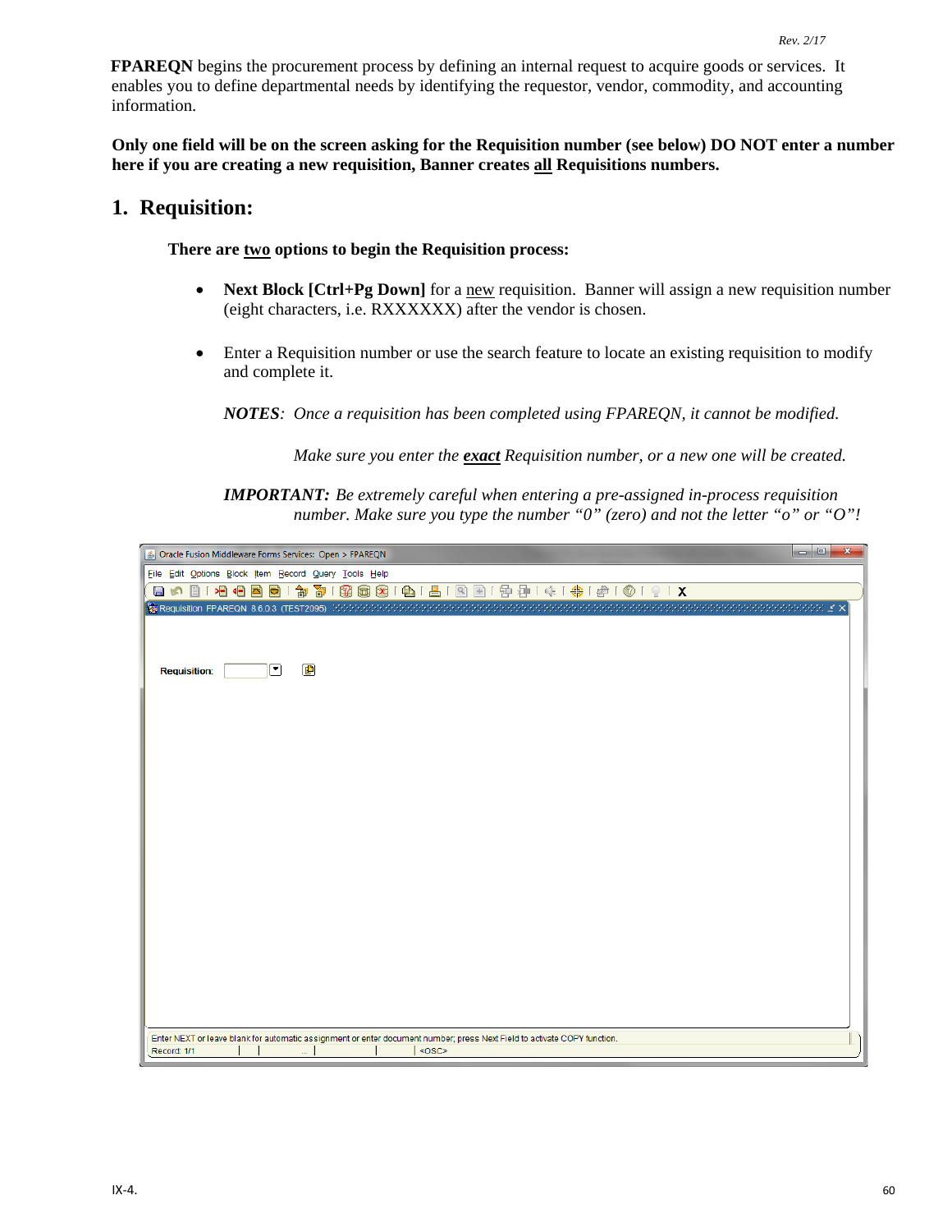**FPAREQN** begins the procurement process by defining an internal request to acquire goods or services. It enables you to define departmental needs by identifying the requestor, vendor, commodity, and accounting information.

**Only one field will be on the screen asking for the Requisition number (see below) DO NOT enter a number here if you are creating a new requisition, Banner creates all Requisitions numbers.**

## 1. Requisition:

**There are two options to begin the Requisition process:**

- **Next Block [Ctrl+Pg Down]** for a new requisition. Banner will assign a new requisition number (eight characters, i.e. RXXXXXXX) after the vendor is chosen.
- Enter a Requisition number or use the search feature to locate an existing requisition to modify and complete it.

***NOTES**: Once a requisition has been completed using FPAREQN, it cannot be modified.*

*Make sure you enter the **exact** Requisition number, or a new one will be created.*

***IMPORTANT:** Be extremely careful when entering a pre-assigned in-process requisition number. Make sure you type the number "0" (zero) and not the letter "o" or "O"!*

Oracle Fusion Middleware Forms Services: Open > FPAREQN

File Edit Options Block Item Record Query Tools Help

Requisition FPAREQN 8.6.0.3 (TEST2095)

Requisition:

Enter NEXT or leave blank for automatic assignment or enter document number; press Next Field to activate COPY function.

Record: 1/1 <OSC>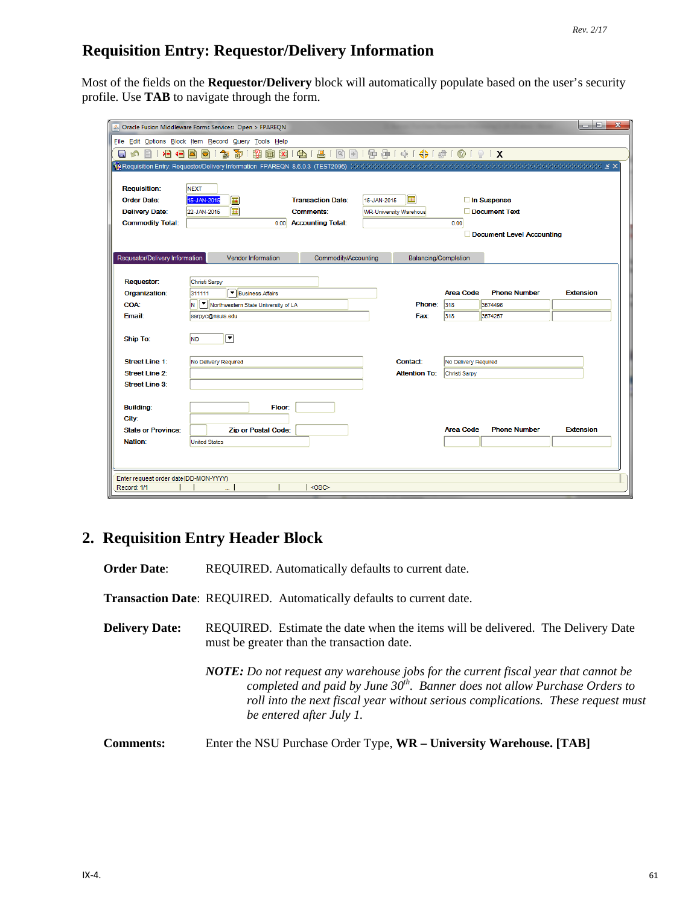# Requisition Entry: Requestor/Delivery Information

Most of the fields on the **Requestor/Delivery** block will automatically populate based on the user's security profile. Use **TAB** to navigate through the form.

## 2. Requisition Entry Header Block

**Order Date**: REQUIRED. Automatically defaults to current date.

**Transaction Date**: REQUIRED. Automatically defaults to current date.

**Delivery Date:** REQUIRED. Estimate the date when the items will be delivered. The Delivery Date must be greater than the transaction date.

> ***NOTE:*** *Do not request any warehouse jobs for the current fiscal year that cannot be completed and paid by June 30th. Banner does not allow Purchase Orders to roll into the next fiscal year without serious complications. These request must be entered after July 1.*

**Comments:** Enter the NSU Purchase Order Type, **WR – University Warehouse. [TAB]**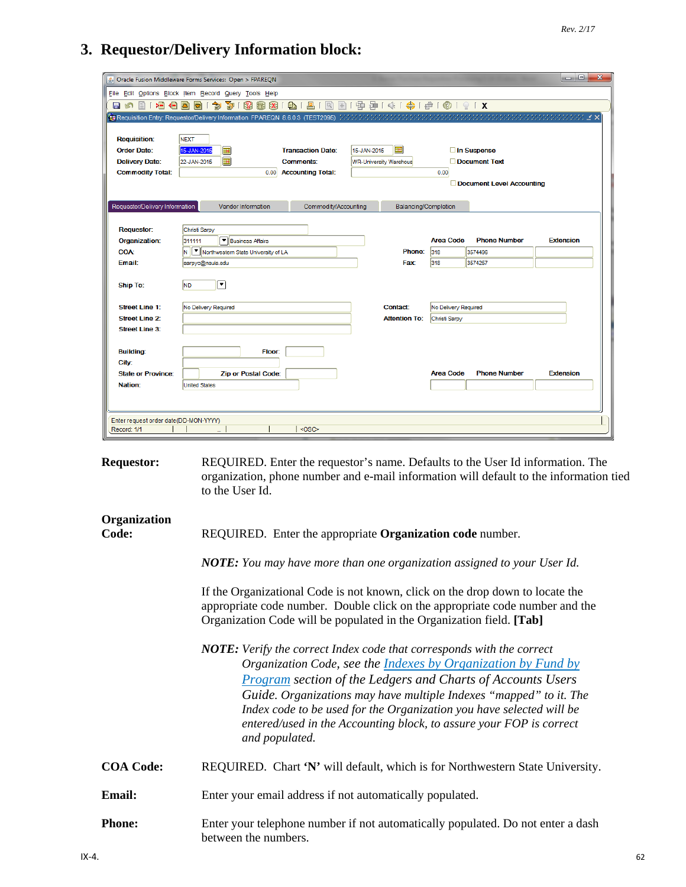## 3. Requestor/Delivery Information block:

**Requestor:** REQUIRED. Enter the requestor's name. Defaults to the User Id information. The organization, phone number and e-mail information will default to the information tied to the User Id.

**Organization Code:** REQUIRED. Enter the appropriate **Organization code** number.

***NOTE:*** *You may have more than one organization assigned to your User Id.*

If the Organizational Code is not known, click on the drop down to locate the appropriate code number. Double click on the appropriate code number and the Organization Code will be populated in the Organization field. **[Tab]**

***NOTE:*** *Verify the correct Index code that corresponds with the correct Organization Code, see the [Indexes by Organization by Fund by Program]() section of the Ledgers and Charts of Accounts Users Guide. Organizations may have multiple Indexes "mapped" to it. The Index code to be used for the Organization you have selected will be entered/used in the Accounting block, to assure your FOP is correct and populated.*

**COA Code:** REQUIRED. Chart **'N'** will default, which is for Northwestern State University.

**Email:** Enter your email address if not automatically populated.

**Phone:** Enter your telephone number if not automatically populated. Do not enter a dash between the numbers.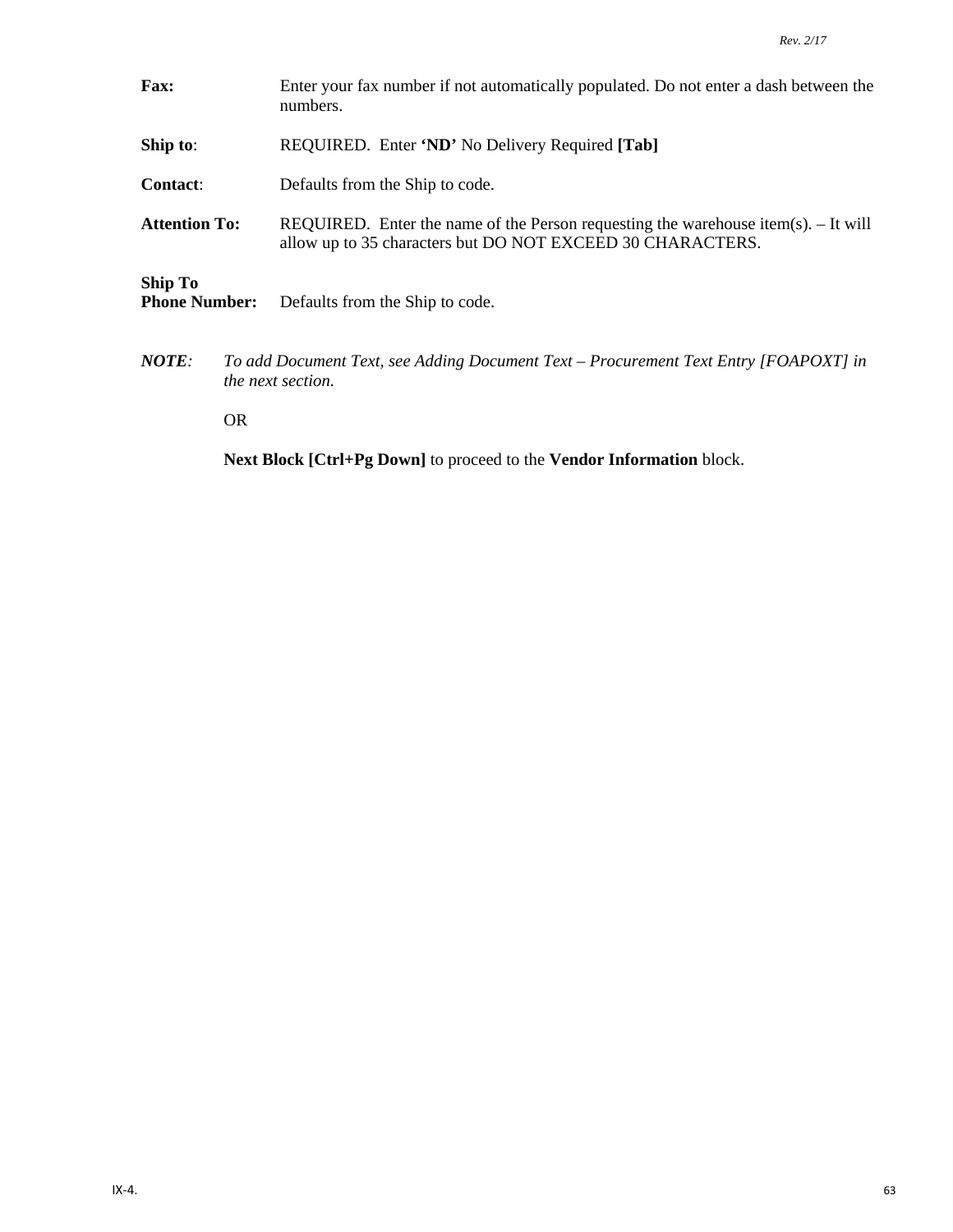**Fax:** Enter your fax number if not automatically populated. Do not enter a dash between the numbers.

**Ship to**: REQUIRED. Enter **'ND'** No Delivery Required **[Tab]**

**Contact**: Defaults from the Ship to code.

**Attention To:** REQUIRED. Enter the name of the Person requesting the warehouse item(s). – It will allow up to 35 characters but DO NOT EXCEED 30 CHARACTERS.

**Ship To Phone Number:** Defaults from the Ship to code.

***NOTE***: *To add Document Text, see Adding Document Text – Procurement Text Entry [FOAPOXT] in the next section.*

OR

**Next Block [Ctrl+Pg Down]** to proceed to the **Vendor Information** block.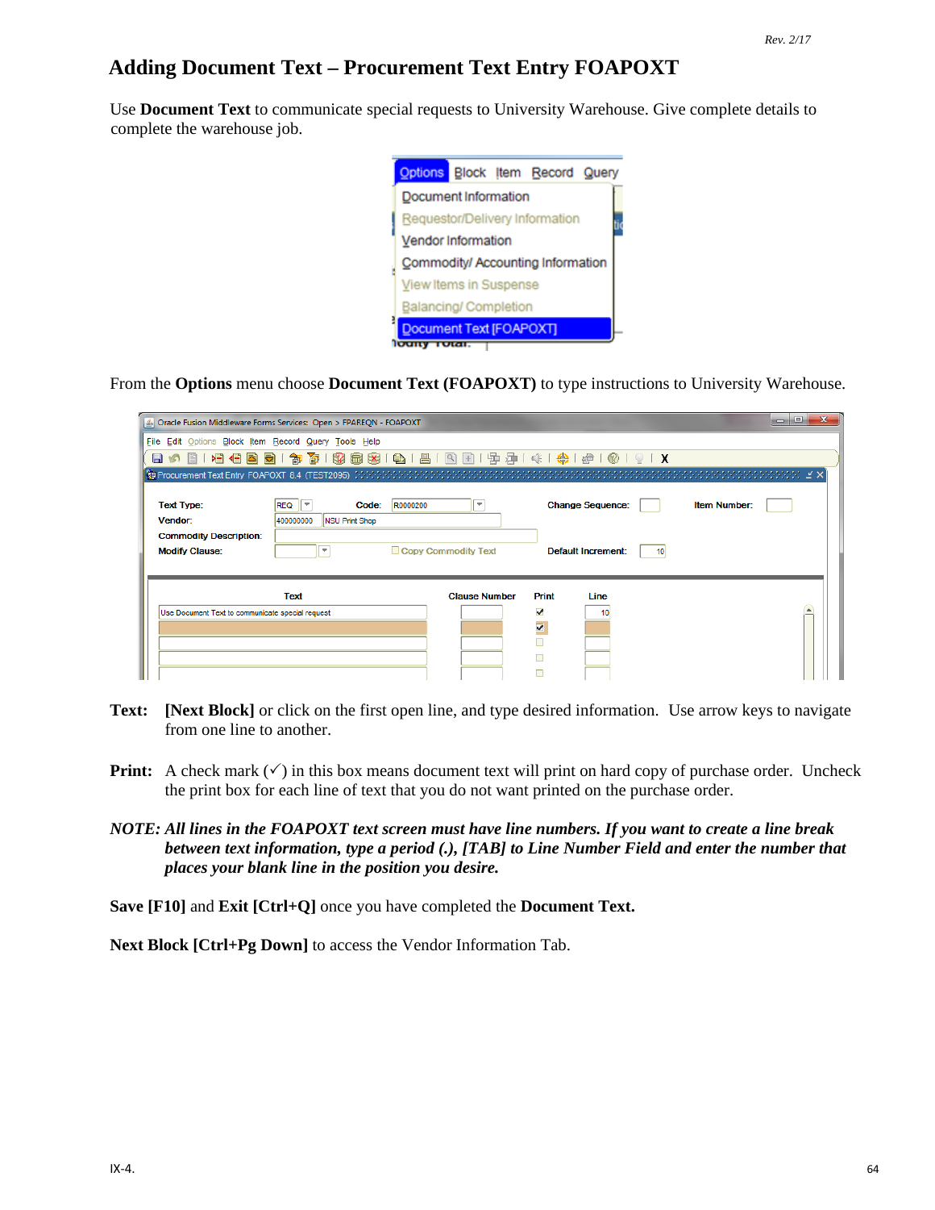# Adding Document Text – Procurement Text Entry FOAPOXT

Use **Document Text** to communicate special requests to University Warehouse. Give complete details to complete the warehouse job.

From the **Options** menu choose **Document Text (FOAPOXT)** to type instructions to University Warehouse.

**Text:** **[Next Block]** or click on the first open line, and type desired information. Use arrow keys to navigate from one line to another.

**Print:** A check mark (✓) in this box means document text will print on hard copy of purchase order. Uncheck the print box for each line of text that you do not want printed on the purchase order.

***NOTE: All lines in the FOAPOXT text screen must have line numbers. If you want to create a line break between text information, type a period (.), [TAB] to Line Number Field and enter the number that places your blank line in the position you desire.***

**Save [F10]** and **Exit [Ctrl+Q]** once you have completed the **Document Text.**

**Next Block [Ctrl+Pg Down]** to access the Vendor Information Tab.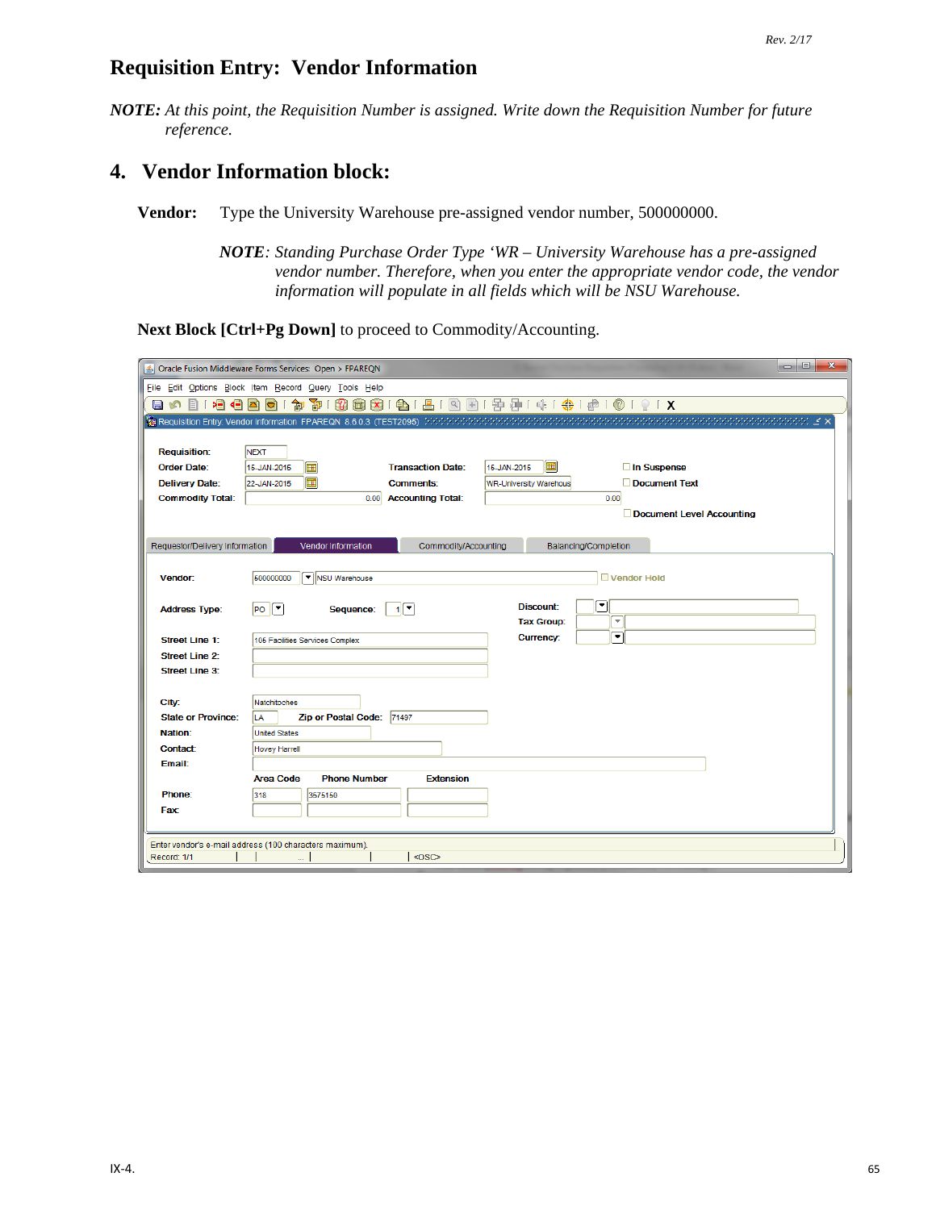# Requisition Entry: Vendor Information

***NOTE:*** *At this point, the Requisition Number is assigned. Write down the Requisition Number for future reference.*

## 4. Vendor Information block:

**Vendor:** Type the University Warehouse pre-assigned vendor number, 500000000.

> ***NOTE***: *Standing Purchase Order Type 'WR – University Warehouse has a pre-assigned vendor number. Therefore, when you enter the appropriate vendor code, the vendor information will populate in all fields which will be NSU Warehouse.*

**Next Block [Ctrl+Pg Down]** to proceed to Commodity/Accounting.

Oracle Fusion Middleware Forms Services: Open > FPAREQN

File Edit Options Block Item Record Query Tools Help

Requisition Entry: Vendor Information FPAREQN 8.6.0.3 (TEST2095)

| | | | | | |
|---|---|---|---|---|---|
| Requisition: | NEXT | | | | |
| Order Date: | 15-JAN-2015 | Transaction Date: | 15-JAN-2015 | ☐ In Suspense | |
| Delivery Date: | 22-JAN-2015 | Comments: | WR-University Warehous | ☐ Document Text | |
| Commodity Total: | 0.00 | Accounting Total: | 0.00 | | |
| | | | | ☐ Document Level Accounting | |

Requestor/Delivery Information | **Vendor Information** | Commodity/Accounting | Balancing/Completion

| | | | |
|---|---|---|---|
| Vendor: | 500000000 | NSU Warehouse | ☐ Vendor Hold |
| Address Type: | PO | Sequence: 1 | Discount: |
| | | | Tax Group: |
| Street Line 1: | 105 Facilities Services Complex | | Currency: |
| Street Line 2: | | | |
| Street Line 3: | | | |
| City: | Natchitoches | | |
| State or Province: | LA | Zip or Postal Code: 71497 | |
| Nation: | United States | | |
| Contact: | Hovey Harrell | | |
| Email: | | | |

| | Area Code | Phone Number | Extension |
|---|---|---|---|
| Phone: | 318 | 3575150 | |
| Fax: | | | |

Enter vendor's e-mail address (100 characters maximum).

Record: 1/1 | <OSC>

IX-4.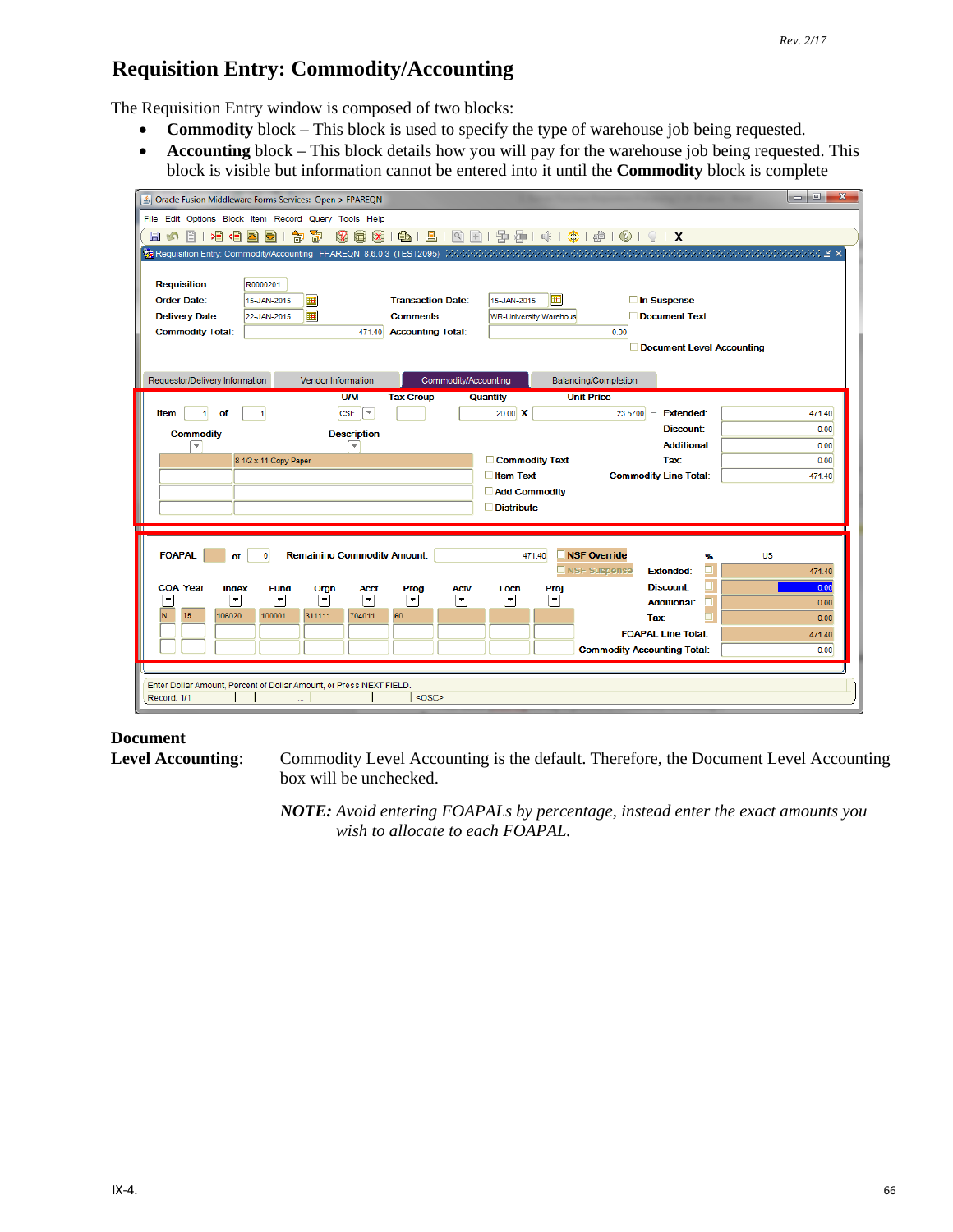# Requisition Entry: Commodity/Accounting

The Requisition Entry window is composed of two blocks:

- **Commodity** block – This block is used to specify the type of warehouse job being requested.
- **Accounting** block – This block details how you will pay for the warehouse job being requested. This block is visible but information cannot be entered into it until the **Commodity** block is complete

**Document Level Accounting**: Commodity Level Accounting is the default. Therefore, the Document Level Accounting box will be unchecked.

***NOTE:*** *Avoid entering FOAPALs by percentage, instead enter the exact amounts you wish to allocate to each FOAPAL.*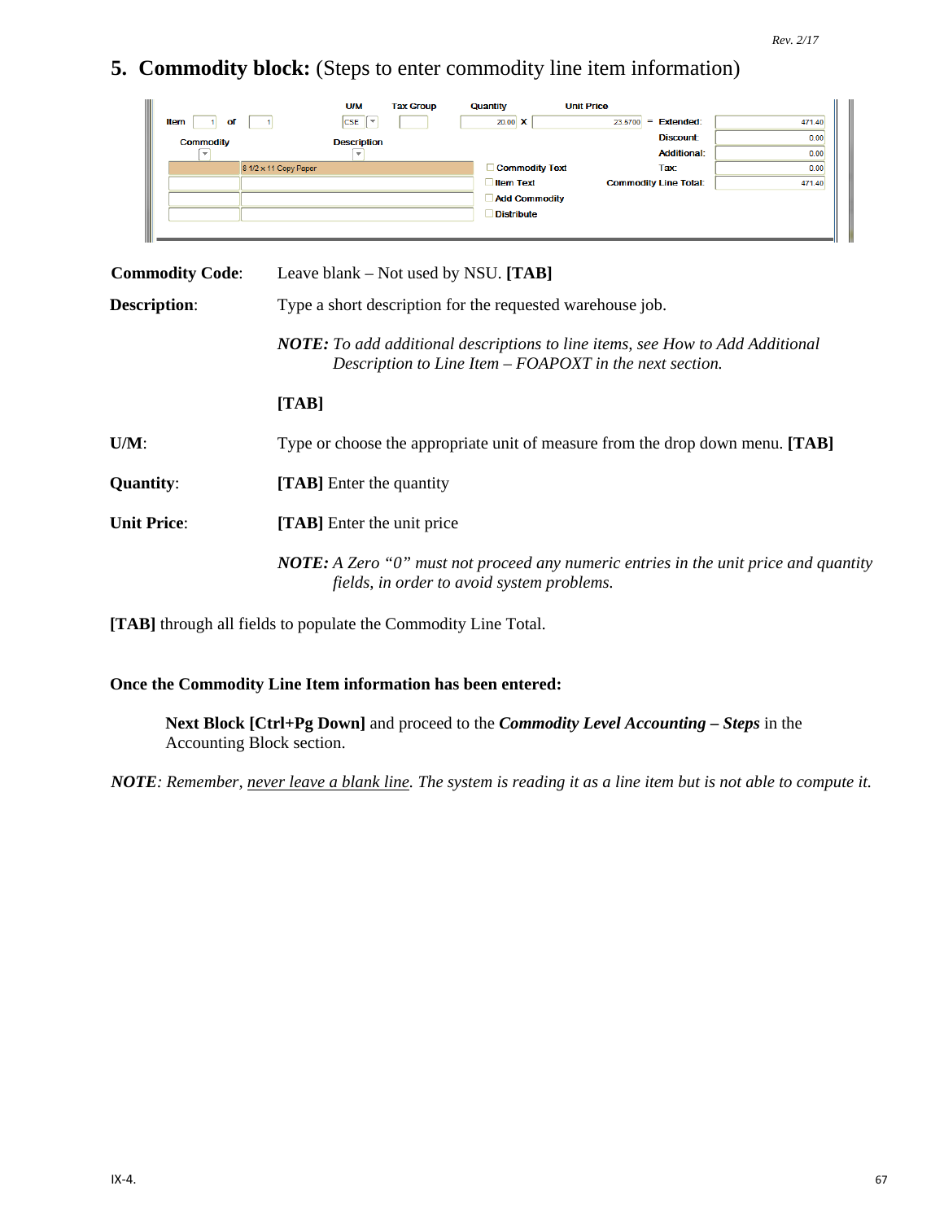## 5. Commodity block: (Steps to enter commodity line item information)

| Item | 1 | of | 1 | U/M | Tax Group | Quantity | Unit Price | | |
|---|---|---|---|---|---|---|---|---|---|
| | | | | CSE | | 20.00 X | 23.5700 | = Extended: | 471.40 |
| Commodity | | | | Description | | | | Discount: | 0.00 |
| | | | | | | | | Additional: | 0.00 |
| | 8 1/2 x 11 Copy Paper | | | | | Commodity Text | | Tax: | 0.00 |
| | | | | | | Item Text | | Commodity Line Total: | 471.40 |
| | | | | | | Add Commodity | | | |
| | | | | | | Distribute | | | |

**Commodity Code**: Leave blank – Not used by NSU. **[TAB]**

**Description**: Type a short description for the requested warehouse job.

> ***NOTE:*** *To add additional descriptions to line items, see How to Add Additional Description to Line Item – FOAPOXT in the next section.*
>
> **[TAB]**

**U/M**: Type or choose the appropriate unit of measure from the drop down menu. **[TAB]**

**Quantity**: **[TAB]** Enter the quantity

**Unit Price**: **[TAB]** Enter the unit price

> ***NOTE:*** *A Zero "0" must not proceed any numeric entries in the unit price and quantity fields, in order to avoid system problems.*

**[TAB]** through all fields to populate the Commodity Line Total.

**Once the Commodity Line Item information has been entered:**

> **Next Block [Ctrl+Pg Down]** and proceed to the ***Commodity Level Accounting – Steps*** in the Accounting Block section.

***NOTE***: *Remember, never leave a blank line. The system is reading it as a line item but is not able to compute it.*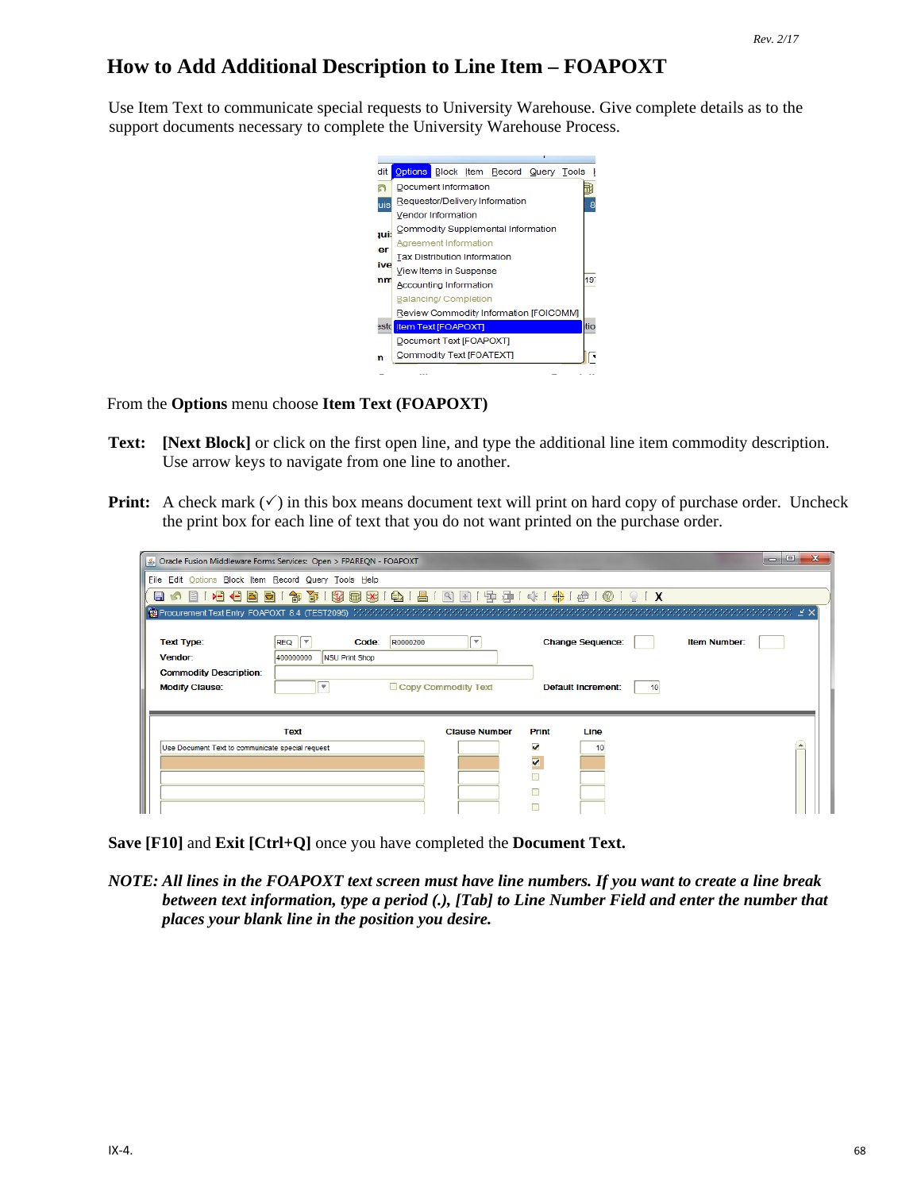# How to Add Additional Description to Line Item – FOAPOXT

Use Item Text to communicate special requests to University Warehouse. Give complete details as to the support documents necessary to complete the University Warehouse Process.

From the **Options** menu choose **Item Text (FOAPOXT)**

**Text:** **[Next Block]** or click on the first open line, and type the additional line item commodity description. Use arrow keys to navigate from one line to another.

**Print:** A check mark (✓) in this box means document text will print on hard copy of purchase order. Uncheck the print box for each line of text that you do not want printed on the purchase order.

**Save [F10]** and **Exit [Ctrl+Q]** once you have completed the **Document Text.**

***NOTE: All lines in the FOAPOXT text screen must have line numbers. If you want to create a line break between text information, type a period (.), [Tab] to Line Number Field and enter the number that places your blank line in the position you desire.***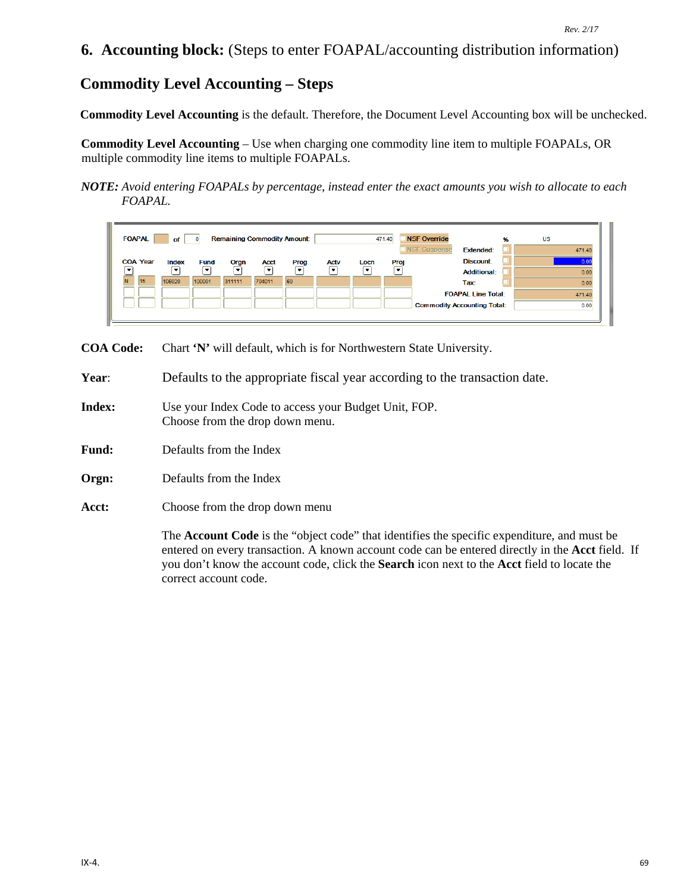## 6. Accounting block: (Steps to enter FOAPAL/accounting distribution information)

### Commodity Level Accounting – Steps

**Commodity Level Accounting** is the default. Therefore, the Document Level Accounting box will be unchecked.

**Commodity Level Accounting** – Use when charging one commodity line item to multiple FOAPALs, OR multiple commodity line items to multiple FOAPALs.

***NOTE:*** *Avoid entering FOAPALs by percentage, instead enter the exact amounts you wish to allocate to each FOAPAL.*

**COA Code:** Chart **'N'** will default, which is for Northwestern State University.

**Year**: Defaults to the appropriate fiscal year according to the transaction date.

**Index:** Use your Index Code to access your Budget Unit, FOP. Choose from the drop down menu.

**Fund:** Defaults from the Index

**Orgn:** Defaults from the Index

**Acct:** Choose from the drop down menu

The **Account Code** is the "object code" that identifies the specific expenditure, and must be entered on every transaction. A known account code can be entered directly in the **Acct** field. If you don't know the account code, click the **Search** icon next to the **Acct** field to locate the correct account code.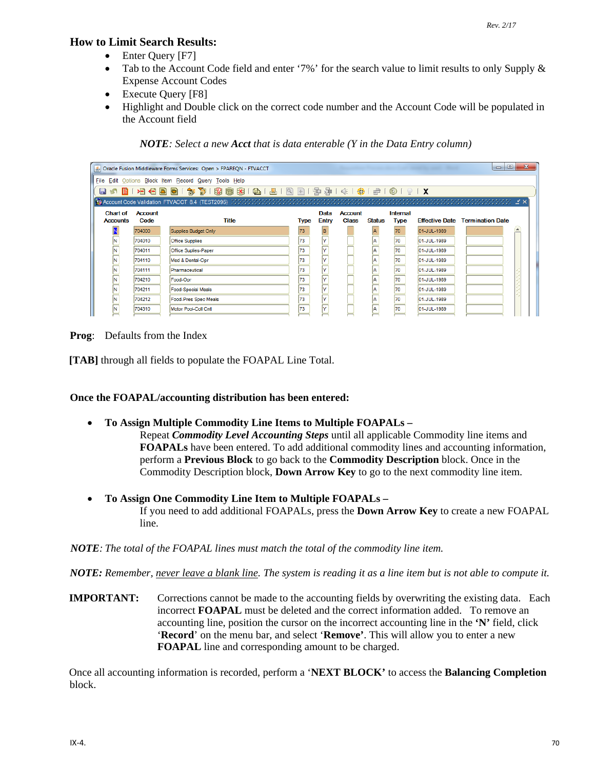## How to Limit Search Results:

- Enter Query [F7]
- Tab to the Account Code field and enter '7%' for the search value to limit results to only Supply & Expense Account Codes
- Execute Query [F8]
- Highlight and Double click on the correct code number and the Account Code will be populated in the Account field

*NOTE: Select a new* ***Acct*** *that is data enterable (Y in the Data Entry column)*

Oracle Fusion Middleware Forms Services: Open > FPAREQN - FTVACCT

File Edit Options Block Item Record Query Tools Help

Account Code Validation FTVACCT 8.4 (TEST2095)

| Chart of Accounts | Account Code | Title | Type | Data Entry | Account Class | Status | Internal Type | Effective Date | Termination Date |
|---|---|---|---|---|---|---|---|---|---|
| N | 704000 | Supplies Budget Only | 73 | B | | A | 70 | 01-JUL-1989 | |
| N | 704010 | Office Supplies | 73 | Y | | A | 70 | 01-JUL-1989 | |
| N | 704011 | Office Suplies-Paper | 73 | Y | | A | 70 | 01-JUL-1989 | |
| N | 704110 | Med & Dental-Opr | 73 | Y | | A | 70 | 01-JUL-1989 | |
| N | 704111 | Pharmaceutical | 73 | Y | | A | 70 | 01-JUL-1989 | |
| N | 704210 | Food-Opr | 73 | Y | | A | 70 | 01-JUL-1989 | |
| N | 704211 | Food-Special Meals | 73 | Y | | A | 70 | 01-JUL-1989 | |
| N | 704212 | Food-Pres Spec Meals | 73 | Y | | A | 70 | 01-JUL-1989 | |
| N | 704310 | Motor Pool-Coll Cntl | 73 | Y | | A | 70 | 01-JUL-1989 | |

**Prog**: Defaults from the Index

**[TAB]** through all fields to populate the FOAPAL Line Total.

**Once the FOAPAL/accounting distribution has been entered:**

- **To Assign Multiple Commodity Line Items to Multiple FOAPALs –**
  Repeat ***Commodity Level Accounting Steps*** until all applicable Commodity line items and **FOAPALs** have been entered. To add additional commodity lines and accounting information, perform a **Previous Block** to go back to the **Commodity Description** block. Once in the Commodity Description block, **Down Arrow Key** to go to the next commodity line item.

- **To Assign One Commodity Line Item to Multiple FOAPALs –**
  If you need to add additional FOAPALs, press the **Down Arrow Key** to create a new FOAPAL line.

***NOTE****: The total of the FOAPAL lines must match the total of the commodity line item.*

***NOTE:*** *Remember, never leave a blank line. The system is reading it as a line item but is not able to compute it.*

**IMPORTANT:** Corrections cannot be made to the accounting fields by overwriting the existing data. Each incorrect **FOAPAL** must be deleted and the correct information added. To remove an accounting line, position the cursor on the incorrect accounting line in the **'N'** field, click '**Record**' on the menu bar, and select '**Remove'**. This will allow you to enter a new **FOAPAL** line and corresponding amount to be charged.

Once all accounting information is recorded, perform a '**NEXT BLOCK'** to access the **Balancing Completion** block.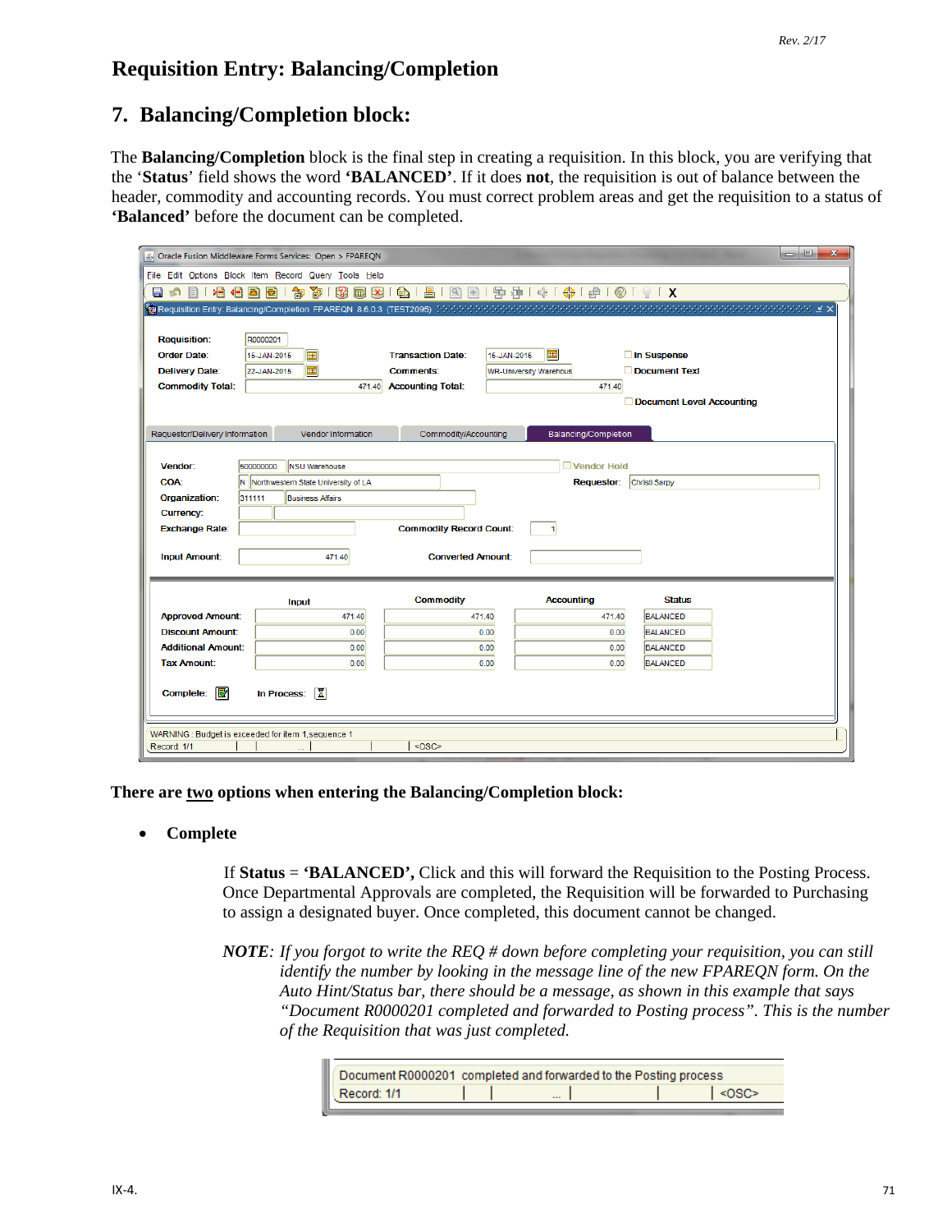# Requisition Entry: Balancing/Completion

## 7. Balancing/Completion block:

The **Balancing/Completion** block is the final step in creating a requisition. In this block, you are verifying that the '**Status**' field shows the word **'BALANCED'**. If it does **not**, the requisition is out of balance between the header, commodity and accounting records. You must correct problem areas and get the requisition to a status of **'Balanced'** before the document can be completed.

**There are <u>two</u> options when entering the Balancing/Completion block:**

- **Complete**

  If **Status** = **'BALANCED',** Click and this will forward the Requisition to the Posting Process. Once Departmental Approvals are completed, the Requisition will be forwarded to Purchasing to assign a designated buyer. Once completed, this document cannot be changed.

  ***NOTE****: If you forgot to write the REQ # down before completing your requisition, you can still identify the number by looking in the message line of the new FPAREQN form. On the Auto Hint/Status bar, there should be a message, as shown in this example that says "Document R0000201 completed and forwarded to Posting process". This is the number of the Requisition that was just completed.*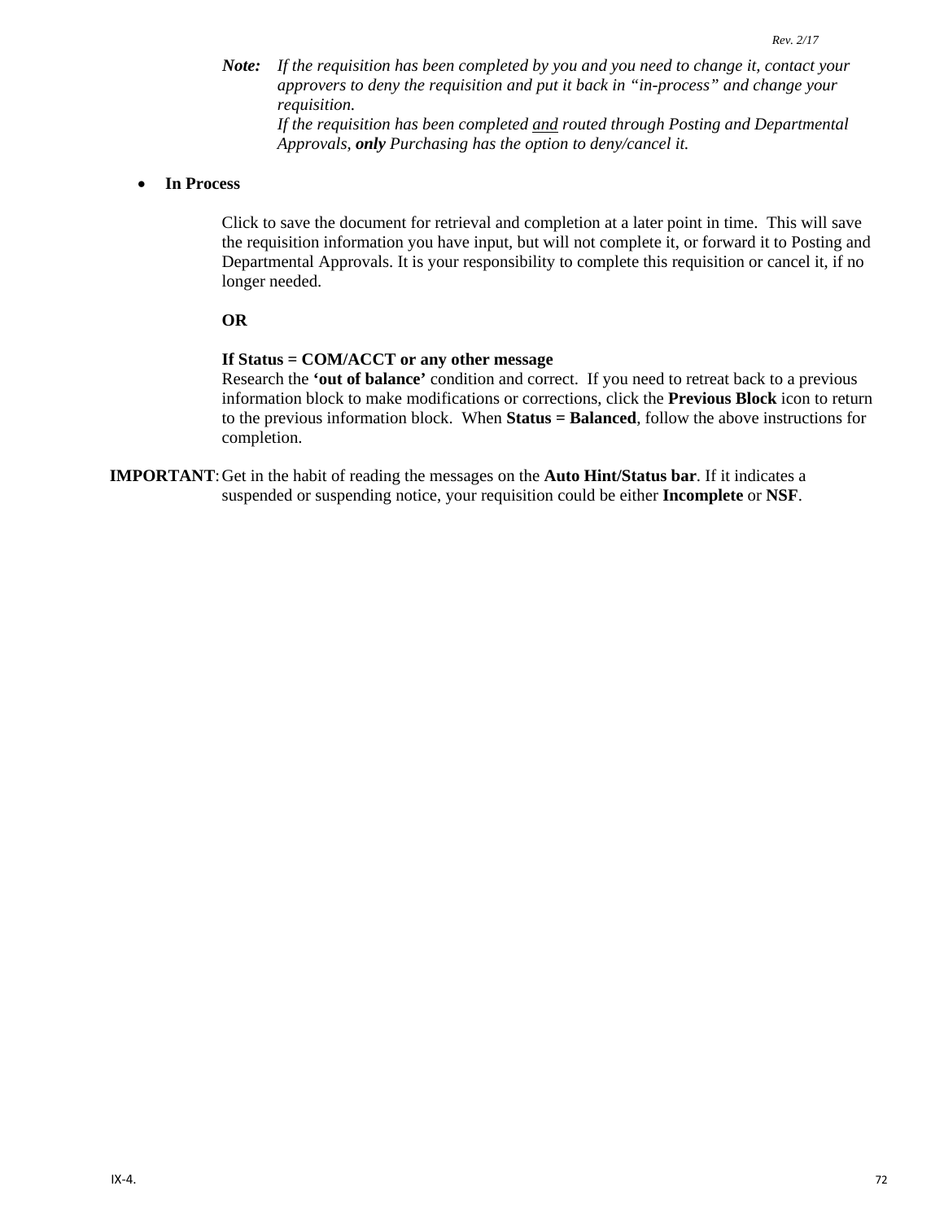***Note:*** *If the requisition has been completed by you and you need to change it, contact your approvers to deny the requisition and put it back in "in-process" and change your requisition.*
*If the requisition has been completed <u>and</u> routed through Posting and Departmental Approvals,* ***only*** *Purchasing has the option to deny/cancel it.*

- **In Process**

  Click to save the document for retrieval and completion at a later point in time. This will save the requisition information you have input, but will not complete it, or forward it to Posting and Departmental Approvals. It is your responsibility to complete this requisition or cancel it, if no longer needed.

  **OR**

  **If Status = COM/ACCT or any other message**
  Research the **'out of balance'** condition and correct. If you need to retreat back to a previous information block to make modifications or corrections, click the **Previous Block** icon to return to the previous information block. When **Status = Balanced**, follow the above instructions for completion.

**IMPORTANT**: Get in the habit of reading the messages on the **Auto Hint/Status bar**. If it indicates a suspended or suspending notice, your requisition could be either **Incomplete** or **NSF**.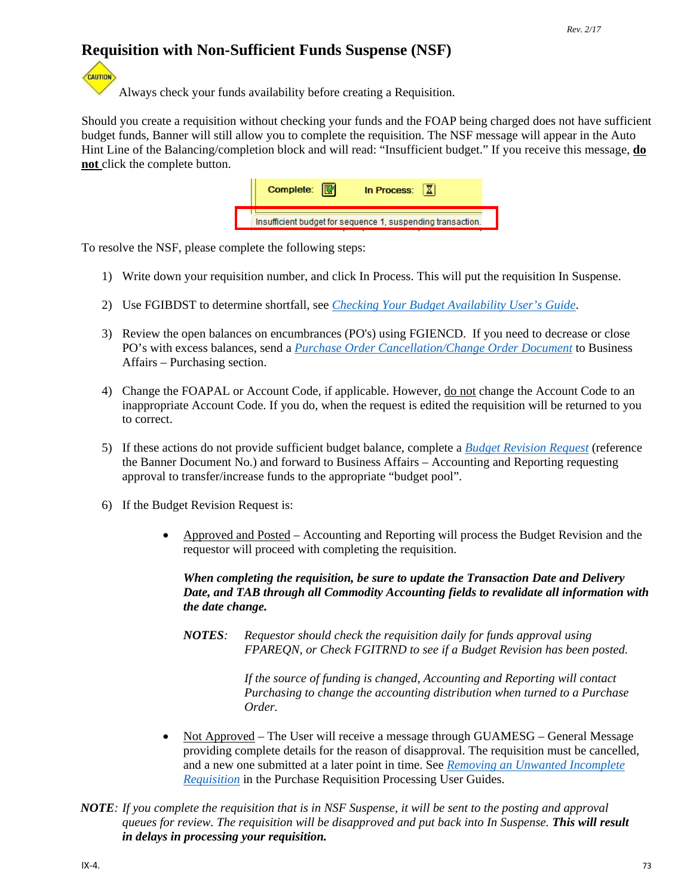## Requisition with Non-Sufficient Funds Suspense (NSF)

CAUTION Always check your funds availability before creating a Requisition.

Should you create a requisition without checking your funds and the FOAP being charged does not have sufficient budget funds, Banner will still allow you to complete the requisition. The NSF message will appear in the Auto Hint Line of the Balancing/completion block and will read: "Insufficient budget." If you receive this message, **do not** click the complete button.

Complete: In Process:

Insufficient budget for sequence 1, suspending transaction.

To resolve the NSF, please complete the following steps:

1) Write down your requisition number, and click In Process. This will put the requisition In Suspense.

2) Use FGIBDST to determine shortfall, see *Checking Your Budget Availability User's Guide*.

3) Review the open balances on encumbrances (PO's) using FGIENCD. If you need to decrease or close PO's with excess balances, send a *Purchase Order Cancellation/Change Order Document* to Business Affairs – Purchasing section.

4) Change the FOAPAL or Account Code, if applicable. However, do not change the Account Code to an inappropriate Account Code. If you do, when the request is edited the requisition will be returned to you to correct.

5) If these actions do not provide sufficient budget balance, complete a *Budget Revision Request* (reference the Banner Document No.) and forward to Business Affairs – Accounting and Reporting requesting approval to transfer/increase funds to the appropriate "budget pool".

6) If the Budget Revision Request is:

   - Approved and Posted – Accounting and Reporting will process the Budget Revision and the requestor will proceed with completing the requisition.

     ***When completing the requisition, be sure to update the Transaction Date and Delivery Date, and TAB through all Commodity Accounting fields to revalidate all information with the date change.***

     ***NOTES**:* *Requestor should check the requisition daily for funds approval using FPAREQN, or Check FGITRND to see if a Budget Revision has been posted.*

     *If the source of funding is changed, Accounting and Reporting will contact Purchasing to change the accounting distribution when turned to a Purchase Order.*

   - Not Approved – The User will receive a message through GUAMESG – General Message providing complete details for the reason of disapproval. The requisition must be cancelled, and a new one submitted at a later point in time. See *Removing an Unwanted Incomplete Requisition* in the Purchase Requisition Processing User Guides.

***NOTE**: If you complete the requisition that is in NSF Suspense, it will be sent to the posting and approval queues for review. The requisition will be disapproved and put back into In Suspense.* ***This will result in delays in processing your requisition.***